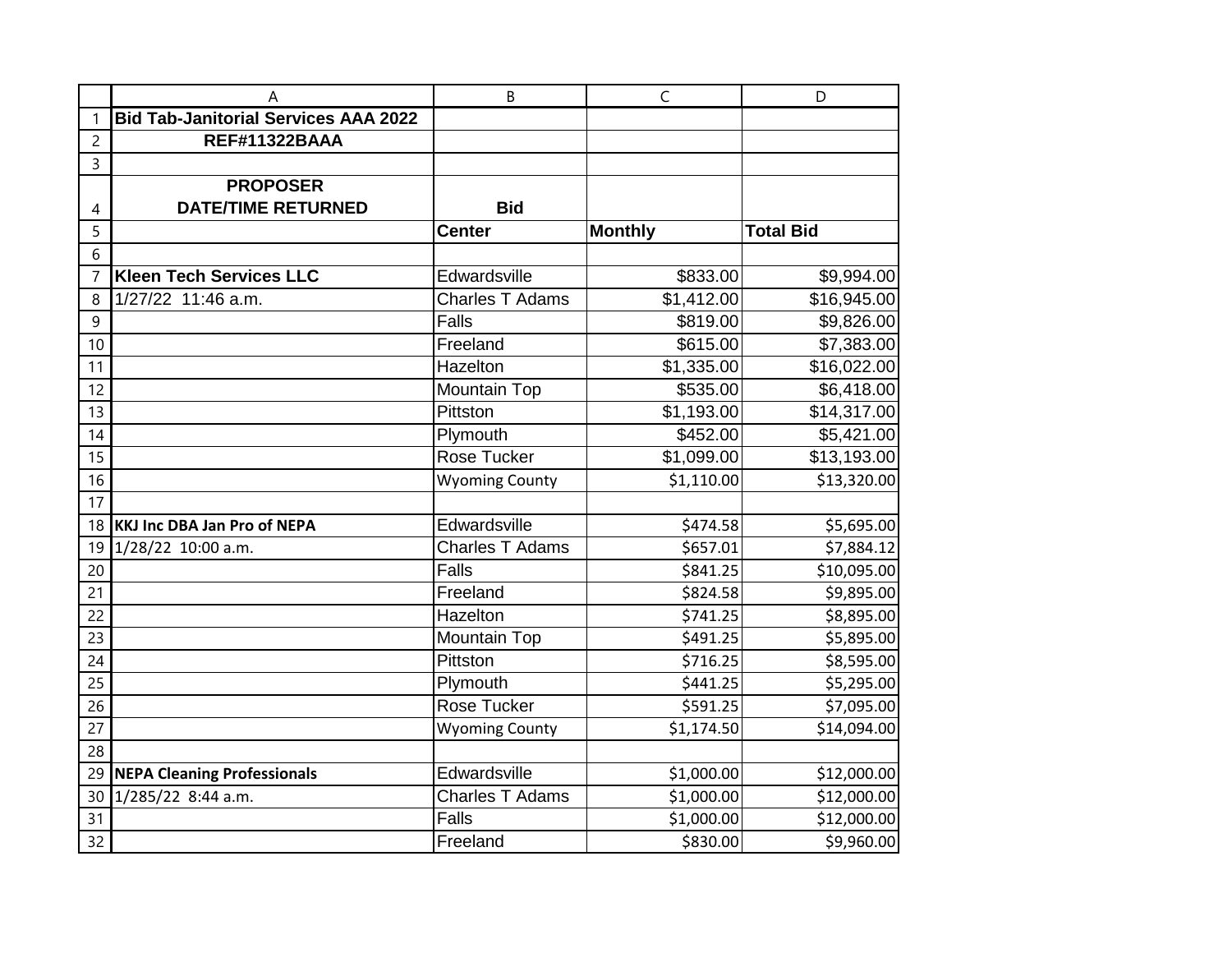| Bid Tab-Janitorial Services AAA 2022 | | | |
|---|---|---|---|
| REF#11322BAAA | | | |
| | | | |
| PROPOSER DATE/TIME RETURNED | Bid | | |
| | Center | Monthly | Total Bid |
| | | | |
| **Kleen Tech Services LLC** | Edwardsville | $833.00 | $9,994.00 |
| 1/27/22 11:46 a.m. | Charles T Adams | $1,412.00 | $16,945.00 |
| | Falls | $819.00 | $9,826.00 |
| | Freeland | $615.00 | $7,383.00 |
| | Hazelton | $1,335.00 | $16,022.00 |
| | Mountain Top | $535.00 | $6,418.00 |
| | Pittston | $1,193.00 | $14,317.00 |
| | Plymouth | $452.00 | $5,421.00 |
| | Rose Tucker | $1,099.00 | $13,193.00 |
| | Wyoming County | $1,110.00 | $13,320.00 |
| | | | |
| **KKJ Inc DBA Jan Pro of NEPA** | Edwardsville | $474.58 | $5,695.00 |
| 1/28/22 10:00 a.m. | Charles T Adams | $657.01 | $7,884.12 |
| | Falls | $841.25 | $10,095.00 |
| | Freeland | $824.58 | $9,895.00 |
| | Hazelton | $741.25 | $8,895.00 |
| | Mountain Top | $491.25 | $5,895.00 |
| | Pittston | $716.25 | $8,595.00 |
| | Plymouth | $441.25 | $5,295.00 |
| | Rose Tucker | $591.25 | $7,095.00 |
| | Wyoming County | $1,174.50 | $14,094.00 |
| | | | |
| **NEPA Cleaning Professionals** | Edwardsville | $1,000.00 | $12,000.00 |
| 1/285/22 8:44 a.m. | Charles T Adams | $1,000.00 | $12,000.00 |
| | Falls | $1,000.00 | $12,000.00 |
| | Freeland | $830.00 | $9,960.00 |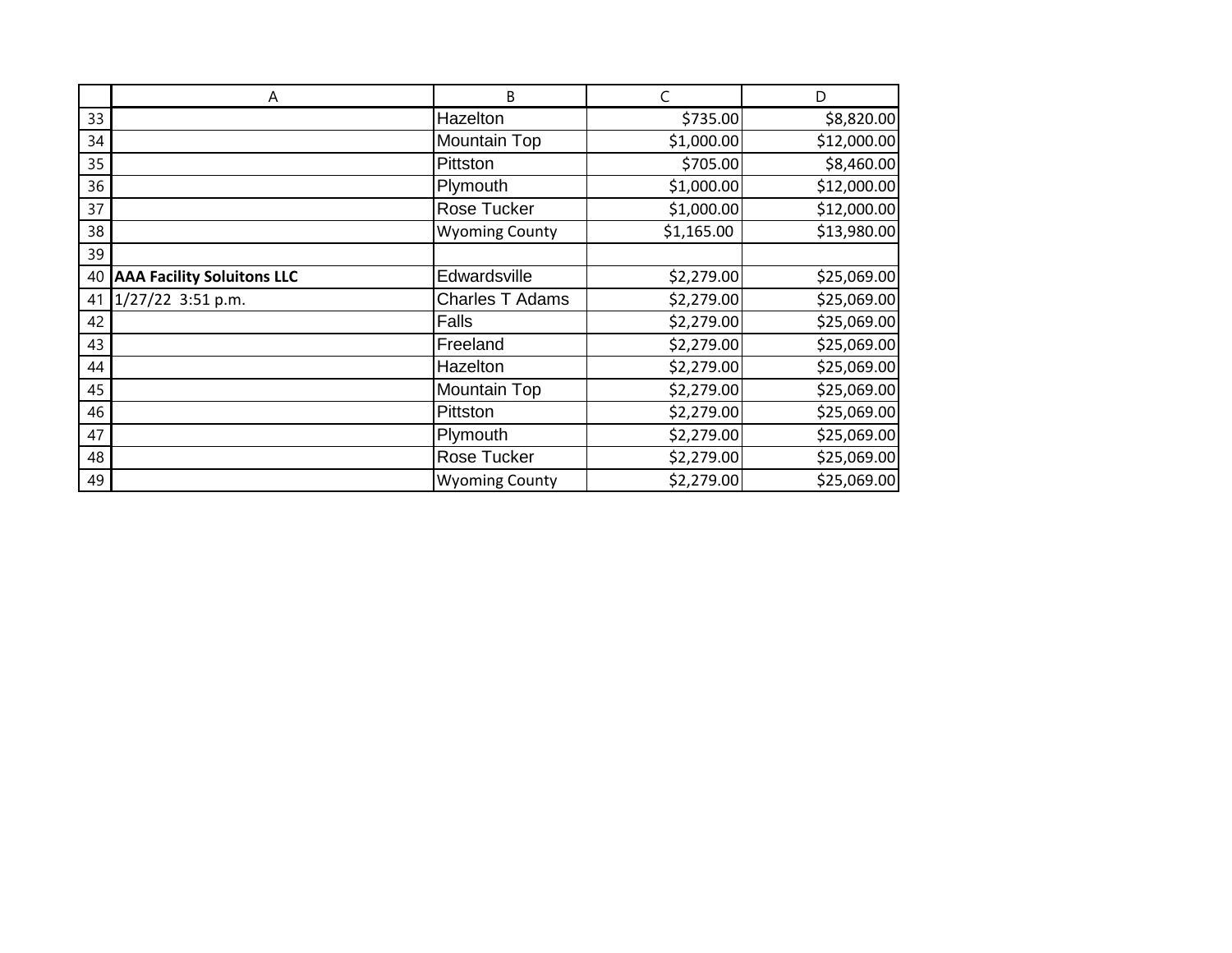| | A | B | C | D |
|---|---|---|---|---|
| 33 | | Hazelton | $735.00 | $8,820.00 |
| 34 | | Mountain Top | $1,000.00 | $12,000.00 |
| 35 | | Pittston | $705.00 | $8,460.00 |
| 36 | | Plymouth | $1,000.00 | $12,000.00 |
| 37 | | Rose Tucker | $1,000.00 | $12,000.00 |
| 38 | | Wyoming County | $1,165.00 | $13,980.00 |
| 39 | | | | |
| 40 | **AAA Facility Soluitons LLC** | Edwardsville | $2,279.00 | $25,069.00 |
| 41 | 1/27/22 3:51 p.m. | Charles T Adams | $2,279.00 | $25,069.00 |
| 42 | | Falls | $2,279.00 | $25,069.00 |
| 43 | | Freeland | $2,279.00 | $25,069.00 |
| 44 | | Hazelton | $2,279.00 | $25,069.00 |
| 45 | | Mountain Top | $2,279.00 | $25,069.00 |
| 46 | | Pittston | $2,279.00 | $25,069.00 |
| 47 | | Plymouth | $2,279.00 | $25,069.00 |
| 48 | | Rose Tucker | $2,279.00 | $25,069.00 |
| 49 | | Wyoming County | $2,279.00 | $25,069.00 |